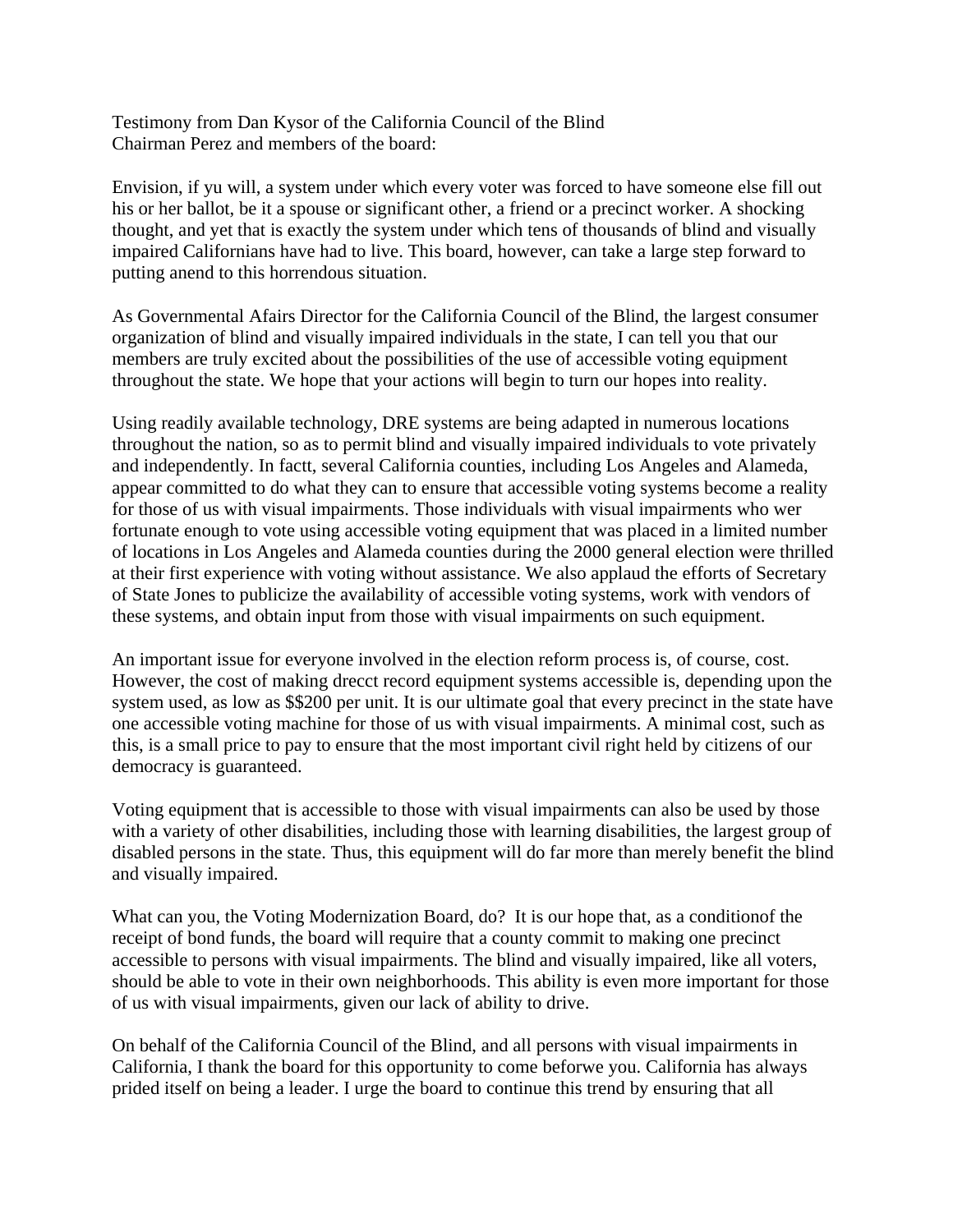Testimony from Dan Kysor of the California Council of the Blind
Chairman Perez and members of the board:

Envision, if yu will, a system under which every voter was forced to have someone else fill out his or her ballot, be it a spouse or significant other, a friend or a precinct worker. A shocking thought, and yet that is exactly the system under which tens of thousands of blind and visually impaired Californians have had to live. This board, however, can take a large step forward to putting anend to this horrendous situation.

As Governmental Afairs Director for the California Council of the Blind, the largest consumer organization of blind and visually impaired individuals in the state, I can tell you that our members are truly excited about the possibilities of the use of accessible voting equipment throughout the state. We hope that your actions will begin to turn our hopes into reality.

Using readily available technology, DRE systems are being adapted in numerous locations throughout the nation, so as to permit blind and visually impaired individuals to vote privately and independently. In factt, several California counties, including Los Angeles and Alameda, appear committed to do what they can to ensure that accessible voting systems become a reality for those of us with visual impairments. Those individuals with visual impairments who wer fortunate enough to vote using accessible voting equipment that was placed in a limited number of locations in Los Angeles and Alameda counties during the 2000 general election were thrilled at their first experience with voting without assistance. We also applaud the efforts of Secretary of State Jones to publicize the availability of accessible voting systems, work with vendors of these systems, and obtain input from those with visual impairments on such equipment.

An important issue for everyone involved in the election reform process is, of course, cost. However, the cost of making drecct record equipment systems accessible is, depending upon the system used, as low as $$200 per unit. It is our ultimate goal that every precinct in the state have one accessible voting machine for those of us with visual impairments. A minimal cost, such as this, is a small price to pay to ensure that the most important civil right held by citizens of our democracy is guaranteed.

Voting equipment that is accessible to those with visual impairments can also be used by those with a variety of other disabilities, including those with learning disabilities, the largest group of disabled persons in the state. Thus, this equipment will do far more than merely benefit the blind and visually impaired.

What can you, the Voting Modernization Board, do? It is our hope that, as a conditionof the receipt of bond funds, the board will require that a county commit to making one precinct accessible to persons with visual impairments. The blind and visually impaired, like all voters, should be able to vote in their own neighborhoods. This ability is even more important for those of us with visual impairments, given our lack of ability to drive.

On behalf of the California Council of the Blind, and all persons with visual impairments in California, I thank the board for this opportunity to come beforwe you. California has always prided itself on being a leader. I urge the board to continue this trend by ensuring that all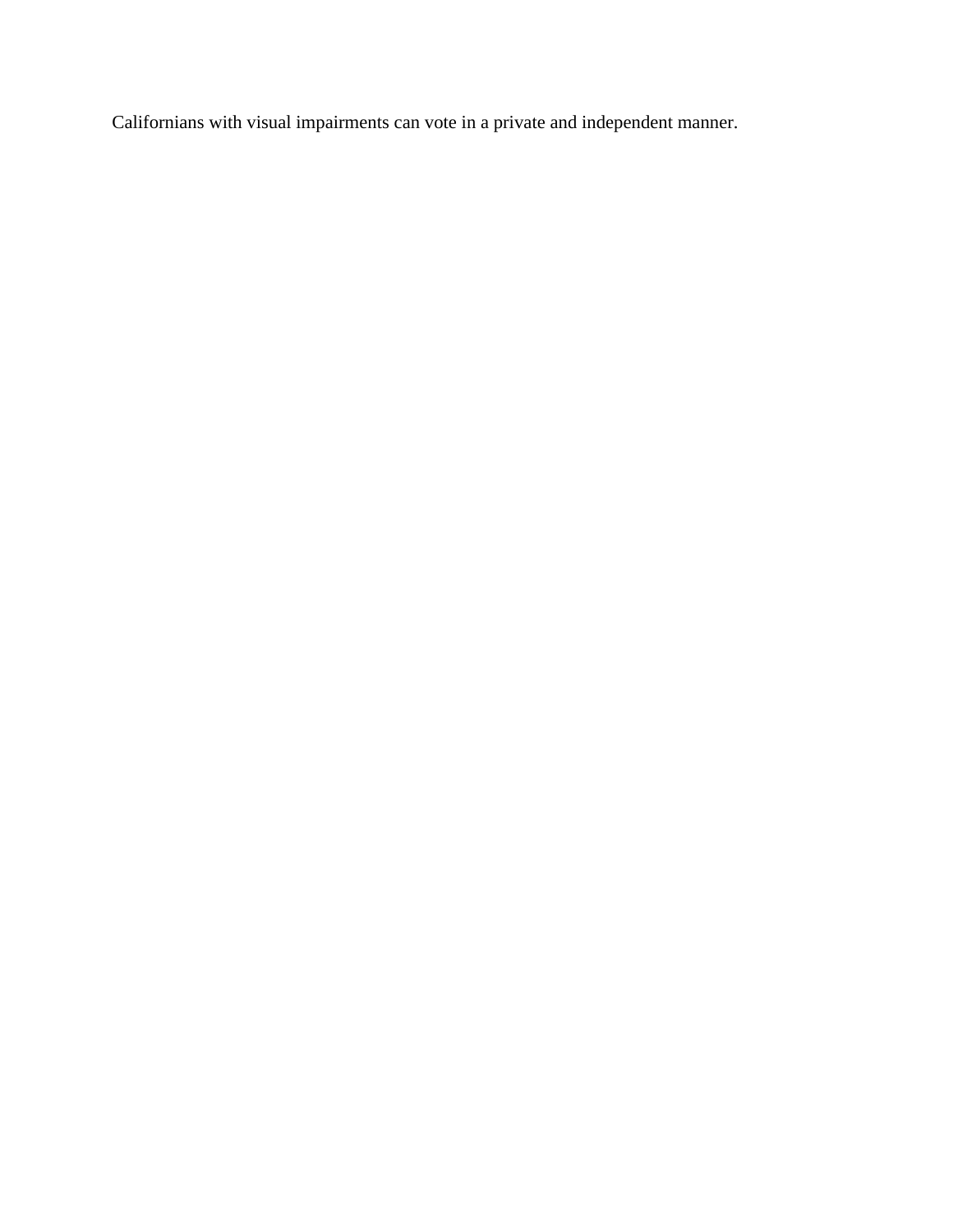Californians with visual impairments can vote in a private and independent manner.